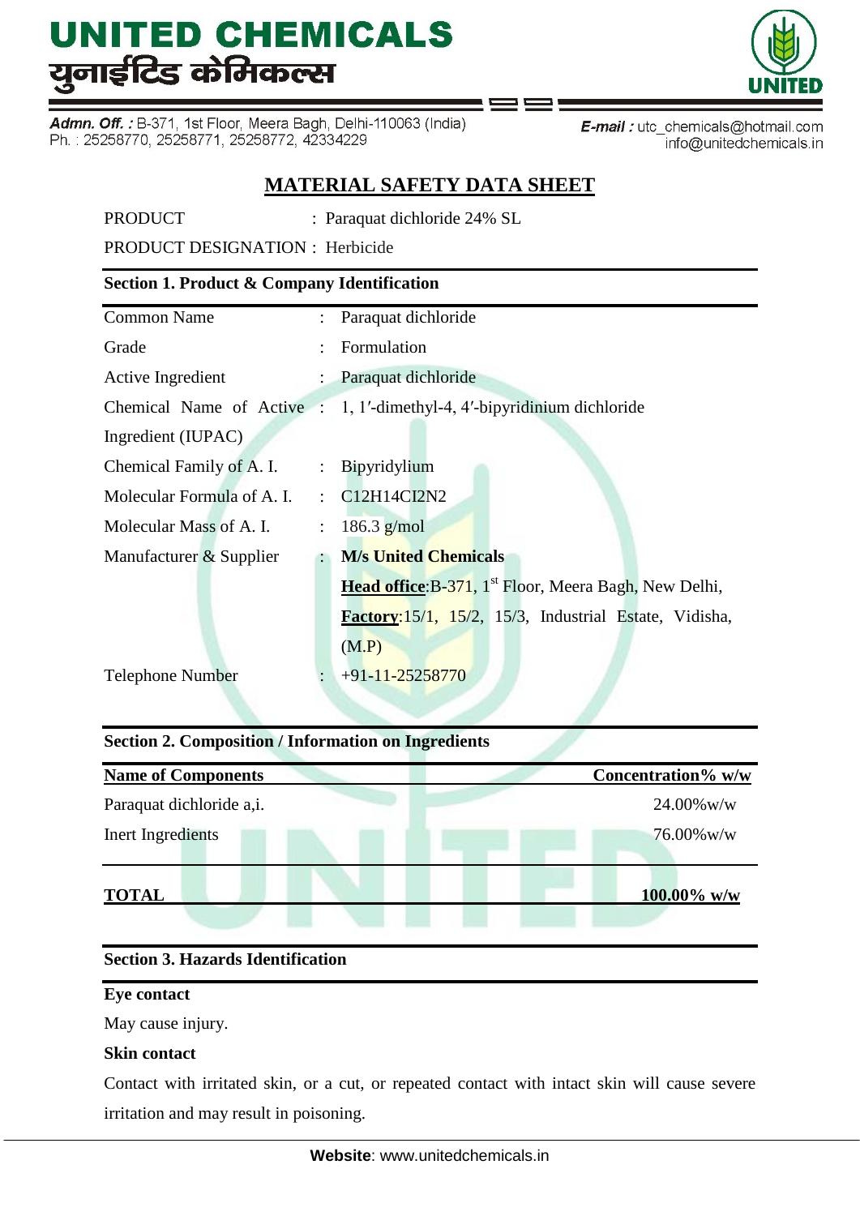# UNITED CHEMICALS
# युनाईटिड केमिकल्स

**Admn. Off. :** B-371, 1st Floor, Meera Bagh, Delhi-110063 (India)
Ph. : 25258770, 25258771, 25258772, 42334229

**E-mail :** utc_chemicals@hotmail.com
info@unitedchemicals.in

## MATERIAL SAFETY DATA SHEET

PRODUCT : Paraquat dichloride 24% SL

PRODUCT DESIGNATION : Herbicide

### Section 1. Product & Company Identification

| | | |
|---|---|---|
| Common Name | : | Paraquat dichloride |
| Grade | : | Formulation |
| Active Ingredient | : | Paraquat dichloride |
| Chemical Name of Active Ingredient (IUPAC) | : | 1, 1′-dimethyl-4, 4′-bipyridinium dichloride |
| Chemical Family of A. I. | : | Bipyridylium |
| Molecular Formula of A. I. | : | $C_{12}H_{14}Cl_2N_2$ |
| Molecular Mass of A. I. | : | 186.3 g/mol |
| Manufacturer & Supplier | : | **M/s United Chemicals**<br>**Head office**:B-371, 1st Floor, Meera Bagh, New Delhi,<br>**Factory**:15/1, 15/2, 15/3, Industrial Estate, Vidisha, (M.P) |
| Telephone Number | : | +91-11-25258770 |

### Section 2. Composition / Information on Ingredients

| Name of Components | Concentration% w/w |
|---|---|
| Paraquat dichloride a,i. | 24.00%w/w |
| Inert Ingredients | 76.00%w/w |
| **TOTAL** | **100.00% w/w** |

### Section 3. Hazards Identification

**Eye contact**

May cause injury.

**Skin contact**

Contact with irritated skin, or a cut, or repeated contact with intact skin will cause severe irritation and may result in poisoning.

**Website**: www.unitedchemicals.in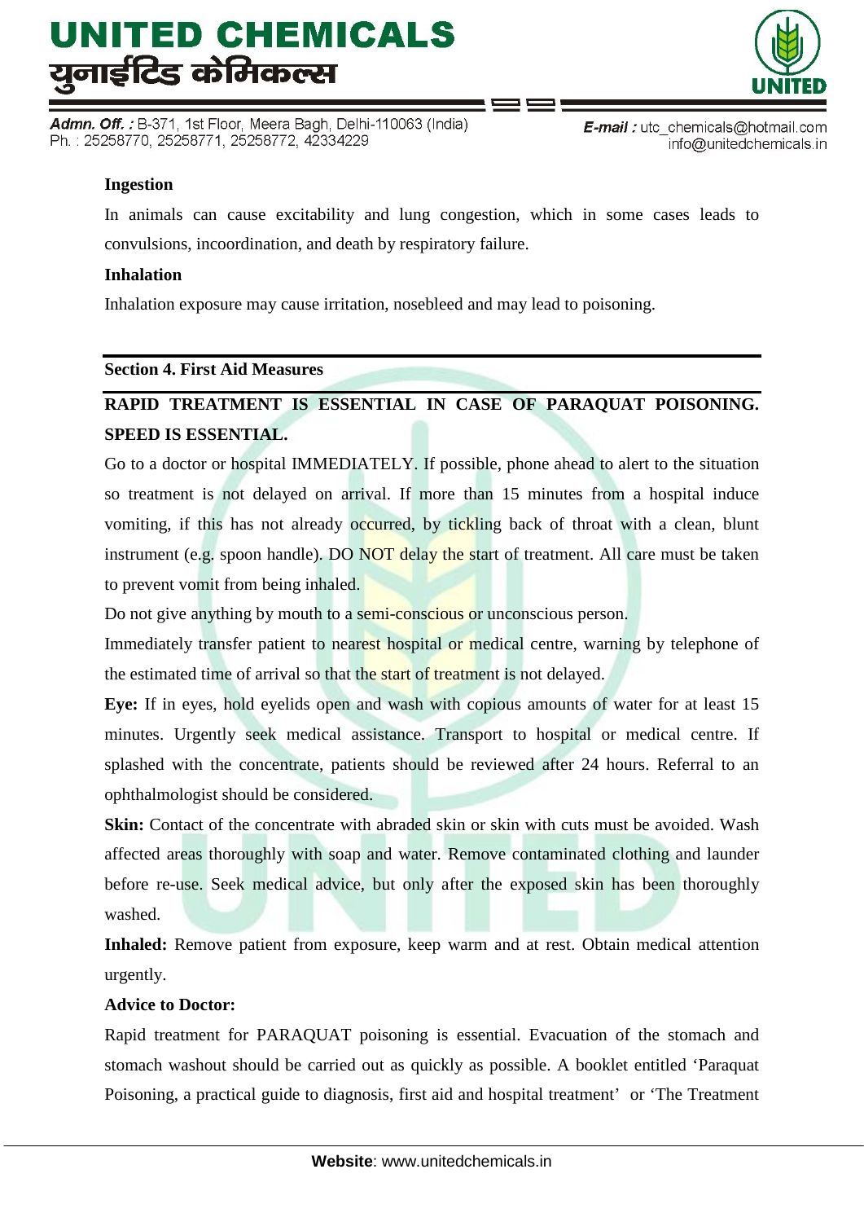**Ingestion**

In animals can cause excitability and lung congestion, which in some cases leads to convulsions, incoordination, and death by respiratory failure.

**Inhalation**

Inhalation exposure may cause irritation, nosebleed and may lead to poisoning.

## Section 4. First Aid Measures

**RAPID TREATMENT IS ESSENTIAL IN CASE OF PARAQUAT POISONING. SPEED IS ESSENTIAL.**

Go to a doctor or hospital IMMEDIATELY. If possible, phone ahead to alert to the situation so treatment is not delayed on arrival. If more than 15 minutes from a hospital induce vomiting, if this has not already occurred, by tickling back of throat with a clean, blunt instrument (e.g. spoon handle). DO NOT delay the start of treatment. All care must be taken to prevent vomit from being inhaled.

Do not give anything by mouth to a semi-conscious or unconscious person.

Immediately transfer patient to nearest hospital or medical centre, warning by telephone of the estimated time of arrival so that the start of treatment is not delayed.

**Eye:** If in eyes, hold eyelids open and wash with copious amounts of water for at least 15 minutes. Urgently seek medical assistance. Transport to hospital or medical centre. If splashed with the concentrate, patients should be reviewed after 24 hours. Referral to an ophthalmologist should be considered.

**Skin:** Contact of the concentrate with abraded skin or skin with cuts must be avoided. Wash affected areas thoroughly with soap and water. Remove contaminated clothing and launder before re-use. Seek medical advice, but only after the exposed skin has been thoroughly washed.

**Inhaled:** Remove patient from exposure, keep warm and at rest. Obtain medical attention urgently.

**Advice to Doctor:**

Rapid treatment for PARAQUAT poisoning is essential. Evacuation of the stomach and stomach washout should be carried out as quickly as possible. A booklet entitled 'Paraquat Poisoning, a practical guide to diagnosis, first aid and hospital treatment' or 'The Treatment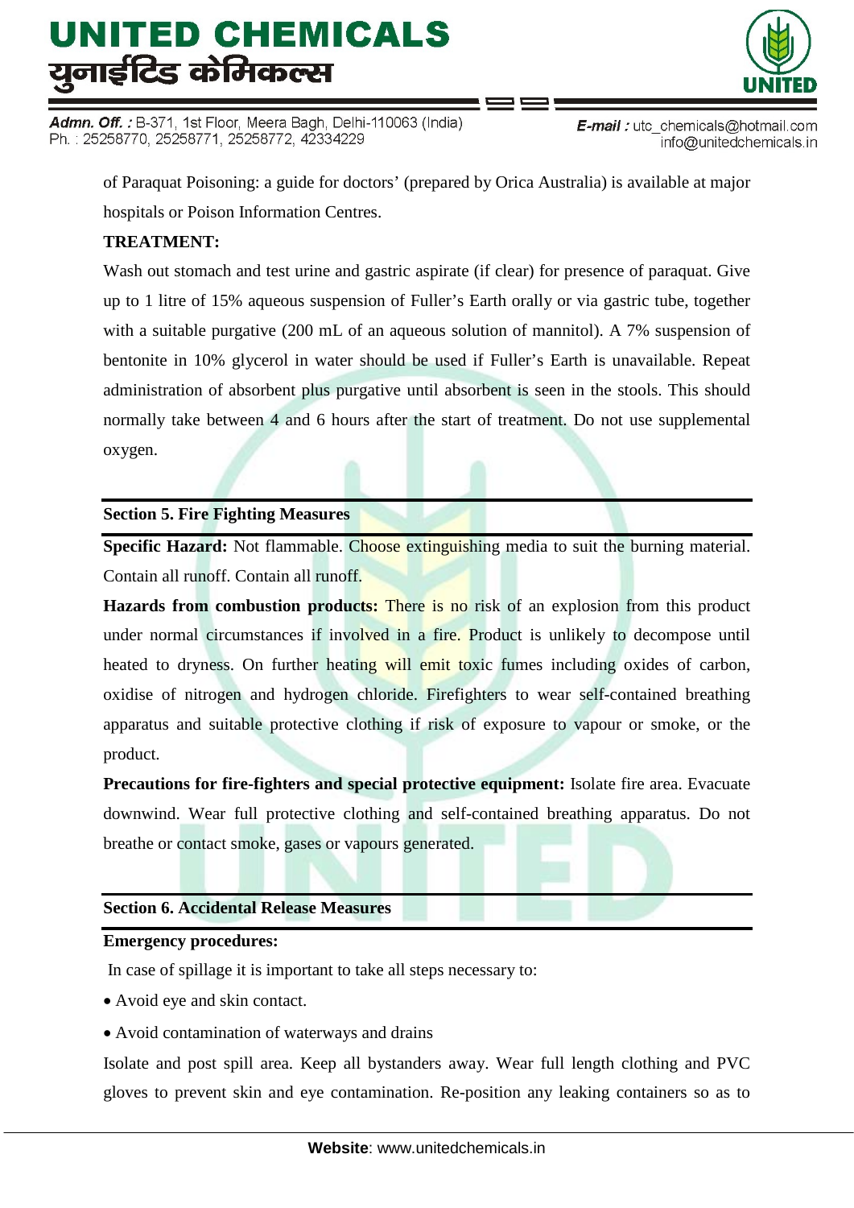of Paraquat Poisoning: a guide for doctors' (prepared by Orica Australia) is available at major hospitals or Poison Information Centres.

**TREATMENT:**

Wash out stomach and test urine and gastric aspirate (if clear) for presence of paraquat. Give up to 1 litre of 15% aqueous suspension of Fuller's Earth orally or via gastric tube, together with a suitable purgative (200 mL of an aqueous solution of mannitol). A 7% suspension of bentonite in 10% glycerol in water should be used if Fuller's Earth is unavailable. Repeat administration of absorbent plus purgative until absorbent is seen in the stools. This should normally take between 4 and 6 hours after the start of treatment. Do not use supplemental oxygen.

## Section 5. Fire Fighting Measures

**Specific Hazard:** Not flammable. Choose extinguishing media to suit the burning material. Contain all runoff. Contain all runoff.

**Hazards from combustion products:** There is no risk of an explosion from this product under normal circumstances if involved in a fire. Product is unlikely to decompose until heated to dryness. On further heating will emit toxic fumes including oxides of carbon, oxidise of nitrogen and hydrogen chloride. Firefighters to wear self-contained breathing apparatus and suitable protective clothing if risk of exposure to vapour or smoke, or the product.

**Precautions for fire-fighters and special protective equipment:** Isolate fire area. Evacuate downwind. Wear full protective clothing and self-contained breathing apparatus. Do not breathe or contact smoke, gases or vapours generated.

## Section 6. Accidental Release Measures

**Emergency procedures:**

In case of spillage it is important to take all steps necessary to:

- Avoid eye and skin contact.
- Avoid contamination of waterways and drains

Isolate and post spill area. Keep all bystanders away. Wear full length clothing and PVC gloves to prevent skin and eye contamination. Re-position any leaking containers so as to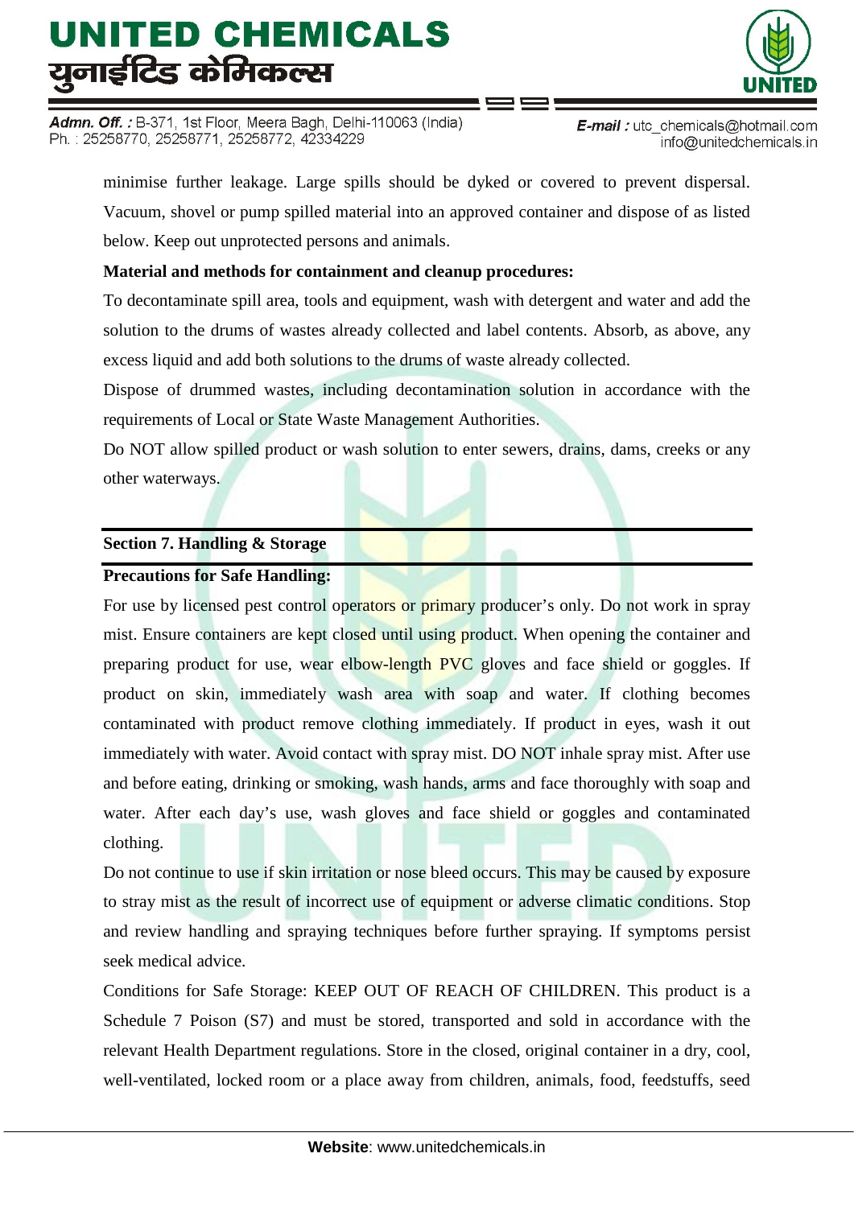minimise further leakage. Large spills should be dyked or covered to prevent dispersal. Vacuum, shovel or pump spilled material into an approved container and dispose of as listed below. Keep out unprotected persons and animals.

**Material and methods for containment and cleanup procedures:**

To decontaminate spill area, tools and equipment, wash with detergent and water and add the solution to the drums of wastes already collected and label contents. Absorb, as above, any excess liquid and add both solutions to the drums of waste already collected.

Dispose of drummed wastes, including decontamination solution in accordance with the requirements of Local or State Waste Management Authorities.

Do NOT allow spilled product or wash solution to enter sewers, drains, dams, creeks or any other waterways.

## Section 7. Handling & Storage

**Precautions for Safe Handling:**

For use by licensed pest control operators or primary producer's only. Do not work in spray mist. Ensure containers are kept closed until using product. When opening the container and preparing product for use, wear elbow-length PVC gloves and face shield or goggles. If product on skin, immediately wash area with soap and water. If clothing becomes contaminated with product remove clothing immediately. If product in eyes, wash it out immediately with water. Avoid contact with spray mist. DO NOT inhale spray mist. After use and before eating, drinking or smoking, wash hands, arms and face thoroughly with soap and water. After each day's use, wash gloves and face shield or goggles and contaminated clothing.

Do not continue to use if skin irritation or nose bleed occurs. This may be caused by exposure to stray mist as the result of incorrect use of equipment or adverse climatic conditions. Stop and review handling and spraying techniques before further spraying. If symptoms persist seek medical advice.

Conditions for Safe Storage: KEEP OUT OF REACH OF CHILDREN. This product is a Schedule 7 Poison (S7) and must be stored, transported and sold in accordance with the relevant Health Department regulations. Store in the closed, original container in a dry, cool, well-ventilated, locked room or a place away from children, animals, food, feedstuffs, seed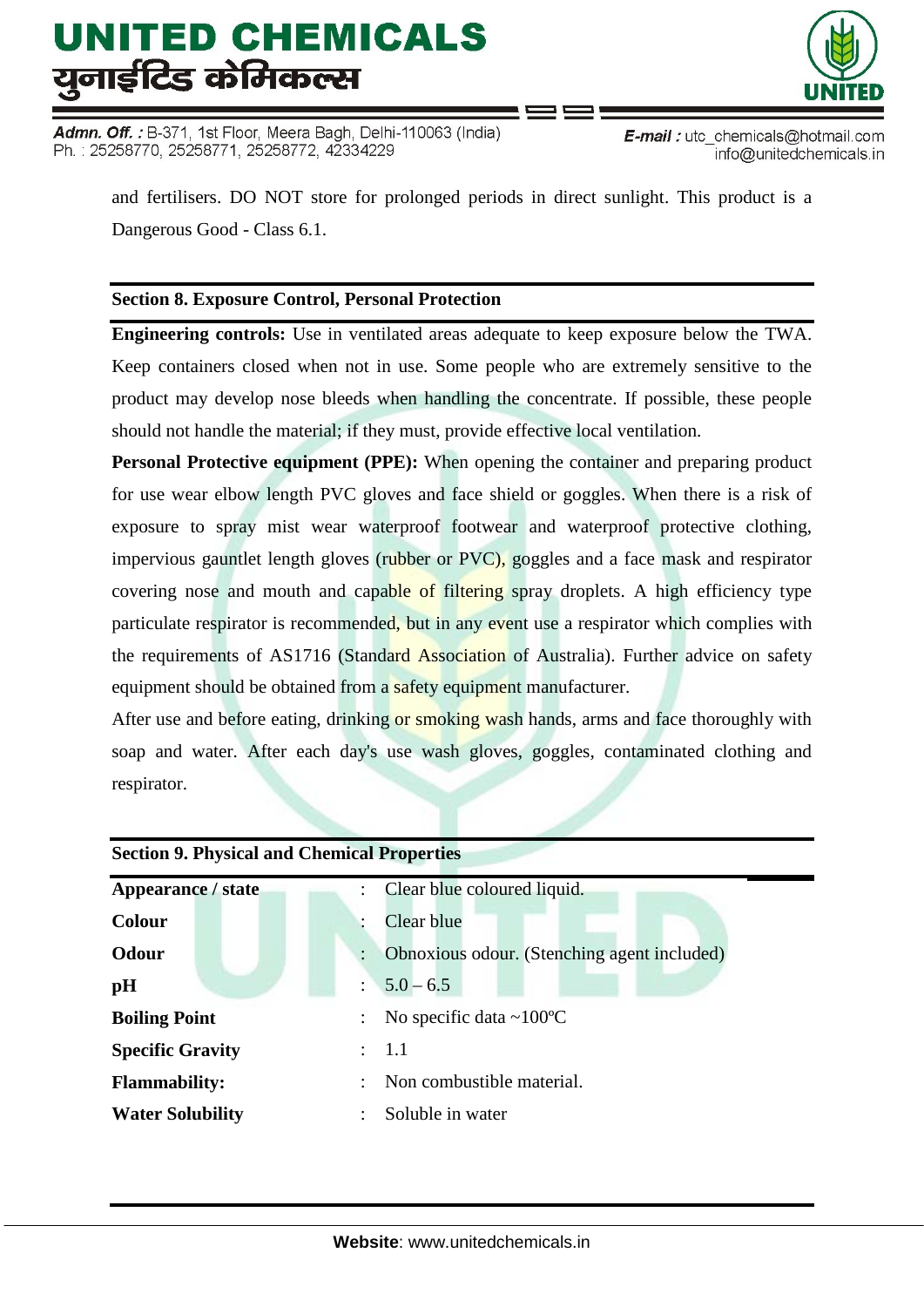and fertilisers. DO NOT store for prolonged periods in direct sunlight. This product is a Dangerous Good - Class 6.1.

## Section 8. Exposure Control, Personal Protection

**Engineering controls:** Use in ventilated areas adequate to keep exposure below the TWA. Keep containers closed when not in use. Some people who are extremely sensitive to the product may develop nose bleeds when handling the concentrate. If possible, these people should not handle the material; if they must, provide effective local ventilation.

**Personal Protective equipment (PPE):** When opening the container and preparing product for use wear elbow length PVC gloves and face shield or goggles. When there is a risk of exposure to spray mist wear waterproof footwear and waterproof protective clothing, impervious gauntlet length gloves (rubber or PVC), goggles and a face mask and respirator covering nose and mouth and capable of filtering spray droplets. A high efficiency type particulate respirator is recommended, but in any event use a respirator which complies with the requirements of AS1716 (Standard Association of Australia). Further advice on safety equipment should be obtained from a safety equipment manufacturer.

After use and before eating, drinking or smoking wash hands, arms and face thoroughly with soap and water. After each day's use wash gloves, goggles, contaminated clothing and respirator.

## Section 9. Physical and Chemical Properties

| | | |
|---|---|---|
| **Appearance / state** | : | Clear blue coloured liquid. |
| **Colour** | : | Clear blue |
| **Odour** | : | Obnoxious odour. (Stenching agent included) |
| **pH** | : | 5.0 – 6.5 |
| **Boiling Point** | : | No specific data ~100ºC |
| **Specific Gravity** | : | 1.1 |
| **Flammability:** | : | Non combustible material. |
| **Water Solubility** | : | Soluble in water |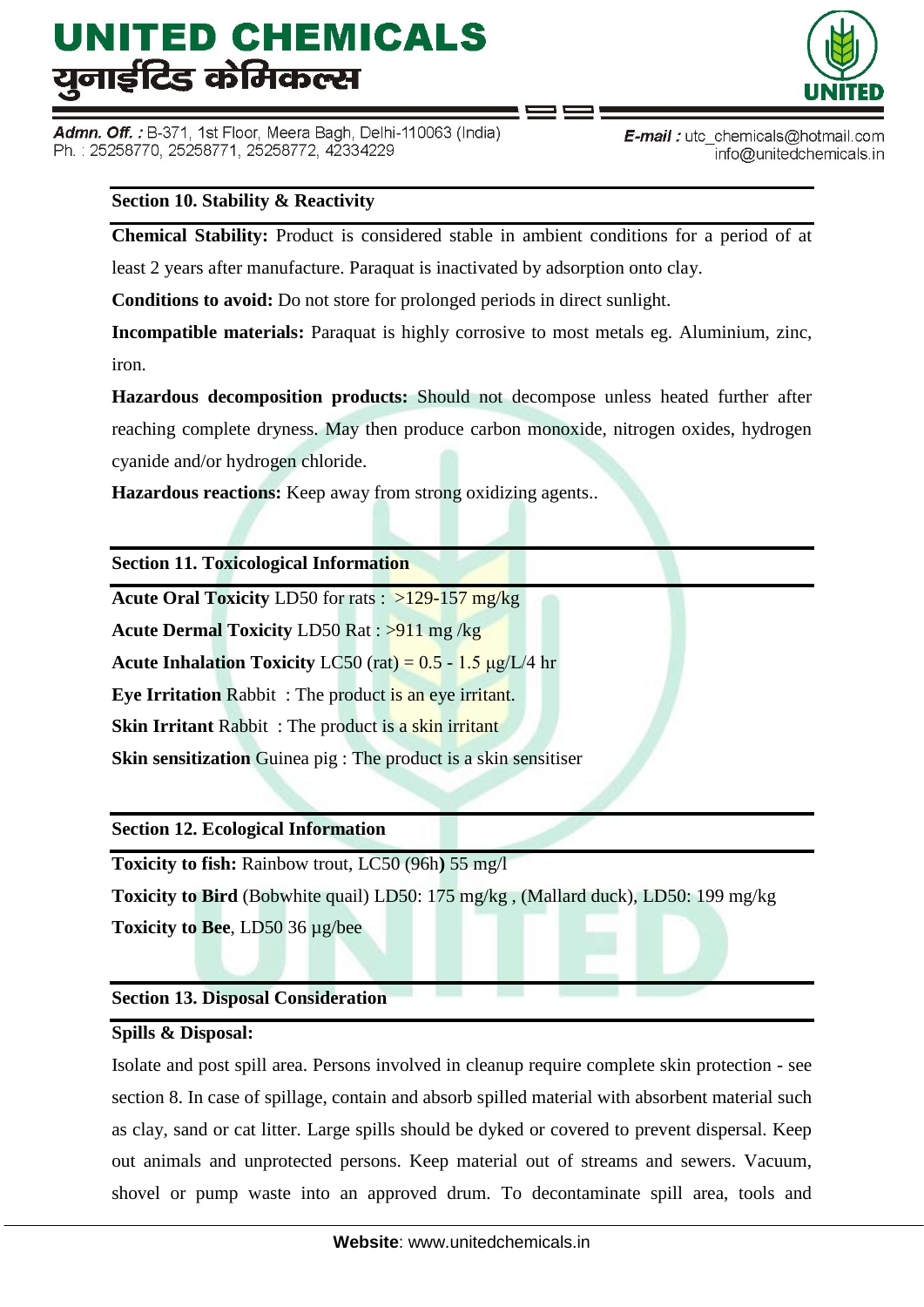## Section 10. Stability & Reactivity

**Chemical Stability:** Product is considered stable in ambient conditions for a period of at least 2 years after manufacture. Paraquat is inactivated by adsorption onto clay.

**Conditions to avoid:** Do not store for prolonged periods in direct sunlight.

**Incompatible materials:** Paraquat is highly corrosive to most metals eg. Aluminium, zinc, iron.

**Hazardous decomposition products:** Should not decompose unless heated further after reaching complete dryness. May then produce carbon monoxide, nitrogen oxides, hydrogen cyanide and/or hydrogen chloride.

**Hazardous reactions:** Keep away from strong oxidizing agents..

## Section 11. Toxicological Information

**Acute Oral Toxicity** LD50 for rats : >129-157 mg/kg

**Acute Dermal Toxicity** LD50 Rat : >911 mg /kg

**Acute Inhalation Toxicity** LC50 (rat) = 0.5 - 1.5 µg/L/4 hr

**Eye Irritation** Rabbit : The product is an eye irritant.

**Skin Irritant** Rabbit : The product is a skin irritant

**Skin sensitization** Guinea pig : The product is a skin sensitiser

## Section 12. Ecological Information

**Toxicity to fish:** Rainbow trout, LC50 (96h**)** 55 mg/l

**Toxicity to Bird** (Bobwhite quail) LD50: 175 mg/kg , (Mallard duck), LD50: 199 mg/kg

**Toxicity to Bee**, LD50 36 µg/bee

## Section 13. Disposal Consideration

**Spills & Disposal:**

Isolate and post spill area. Persons involved in cleanup require complete skin protection - see section 8. In case of spillage, contain and absorb spilled material with absorbent material such as clay, sand or cat litter. Large spills should be dyked or covered to prevent dispersal. Keep out animals and unprotected persons. Keep material out of streams and sewers. Vacuum, shovel or pump waste into an approved drum. To decontaminate spill area, tools and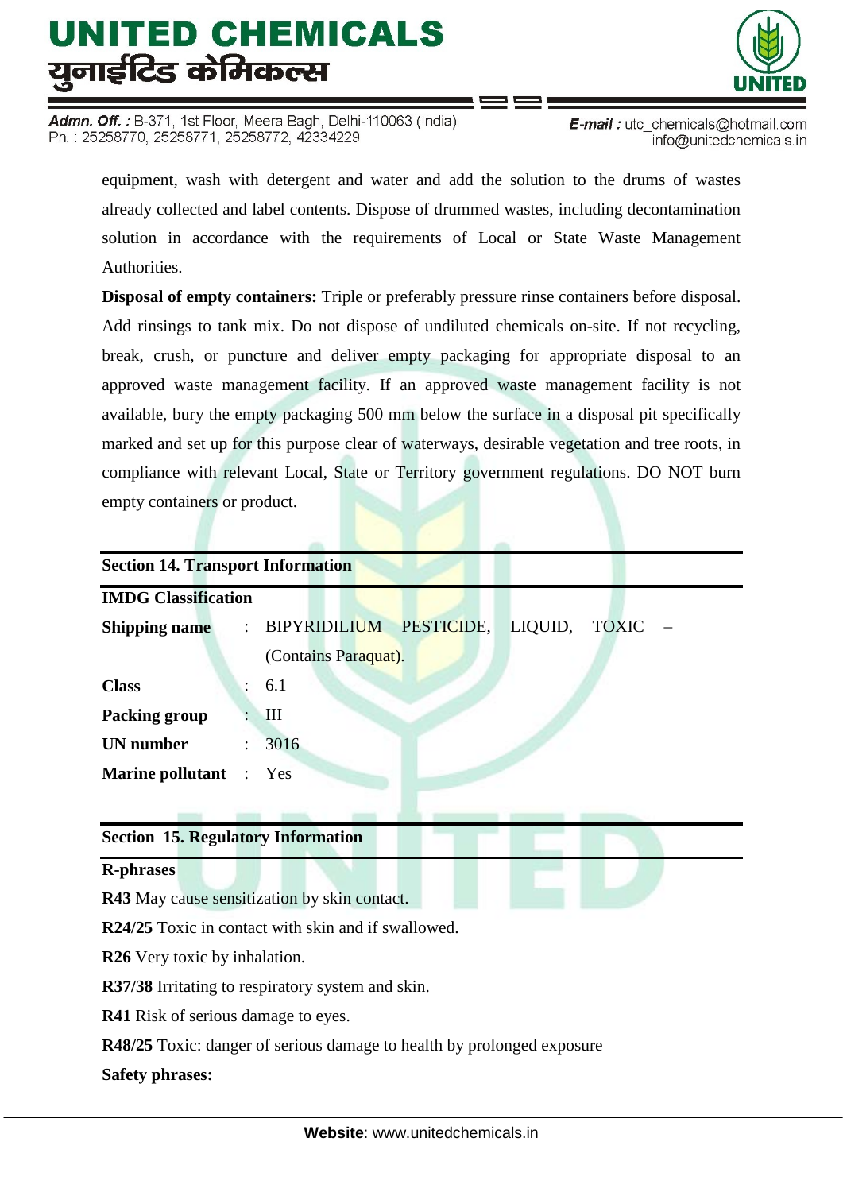equipment, wash with detergent and water and add the solution to the drums of wastes already collected and label contents. Dispose of drummed wastes, including decontamination solution in accordance with the requirements of Local or State Waste Management Authorities.

**Disposal of empty containers:** Triple or preferably pressure rinse containers before disposal. Add rinsings to tank mix. Do not dispose of undiluted chemicals on-site. If not recycling, break, crush, or puncture and deliver empty packaging for appropriate disposal to an approved waste management facility. If an approved waste management facility is not available, bury the empty packaging 500 mm below the surface in a disposal pit specifically marked and set up for this purpose clear of waterways, desirable vegetation and tree roots, in compliance with relevant Local, State or Territory government regulations. DO NOT burn empty containers or product.

## Section 14. Transport Information

**IMDG Classification**

| | | |
|---|---|---|
| **Shipping name** | : | BIPYRIDILIUM PESTICIDE, LIQUID, TOXIC – (Contains Paraquat). |
| **Class** | : | 6.1 |
| **Packing group** | : | III |
| **UN number** | : | 3016 |
| **Marine pollutant** | : | Yes |

## Section 15. Regulatory Information

**R-phrases**

**R43** May cause sensitization by skin contact.

**R24/25** Toxic in contact with skin and if swallowed.

**R26** Very toxic by inhalation.

**R37/38** Irritating to respiratory system and skin.

**R41** Risk of serious damage to eyes.

**R48/25** Toxic: danger of serious damage to health by prolonged exposure

**Safety phrases:**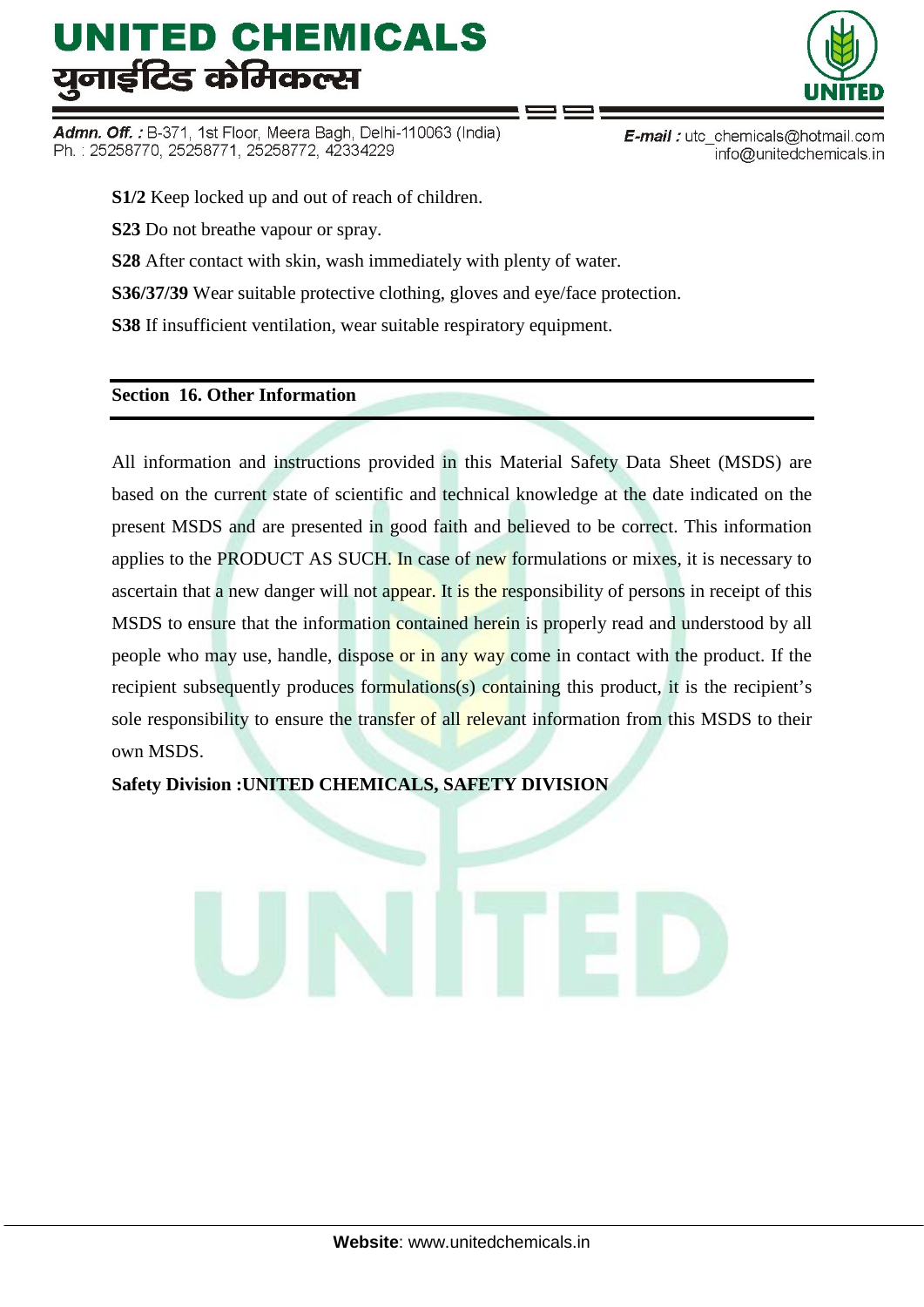**S1/2** Keep locked up and out of reach of children.

**S23** Do not breathe vapour or spray.

**S28** After contact with skin, wash immediately with plenty of water.

**S36/37/39** Wear suitable protective clothing, gloves and eye/face protection.

**S38** If insufficient ventilation, wear suitable respiratory equipment.

## Section 16. Other Information

All information and instructions provided in this Material Safety Data Sheet (MSDS) are based on the current state of scientific and technical knowledge at the date indicated on the present MSDS and are presented in good faith and believed to be correct. This information applies to the PRODUCT AS SUCH. In case of new formulations or mixes, it is necessary to ascertain that a new danger will not appear. It is the responsibility of persons in receipt of this MSDS to ensure that the information contained herein is properly read and understood by all people who may use, handle, dispose or in any way come in contact with the product. If the recipient subsequently produces formulations(s) containing this product, it is the recipient's sole responsibility to ensure the transfer of all relevant information from this MSDS to their own MSDS.

**Safety Division :UNITED CHEMICALS, SAFETY DIVISION**